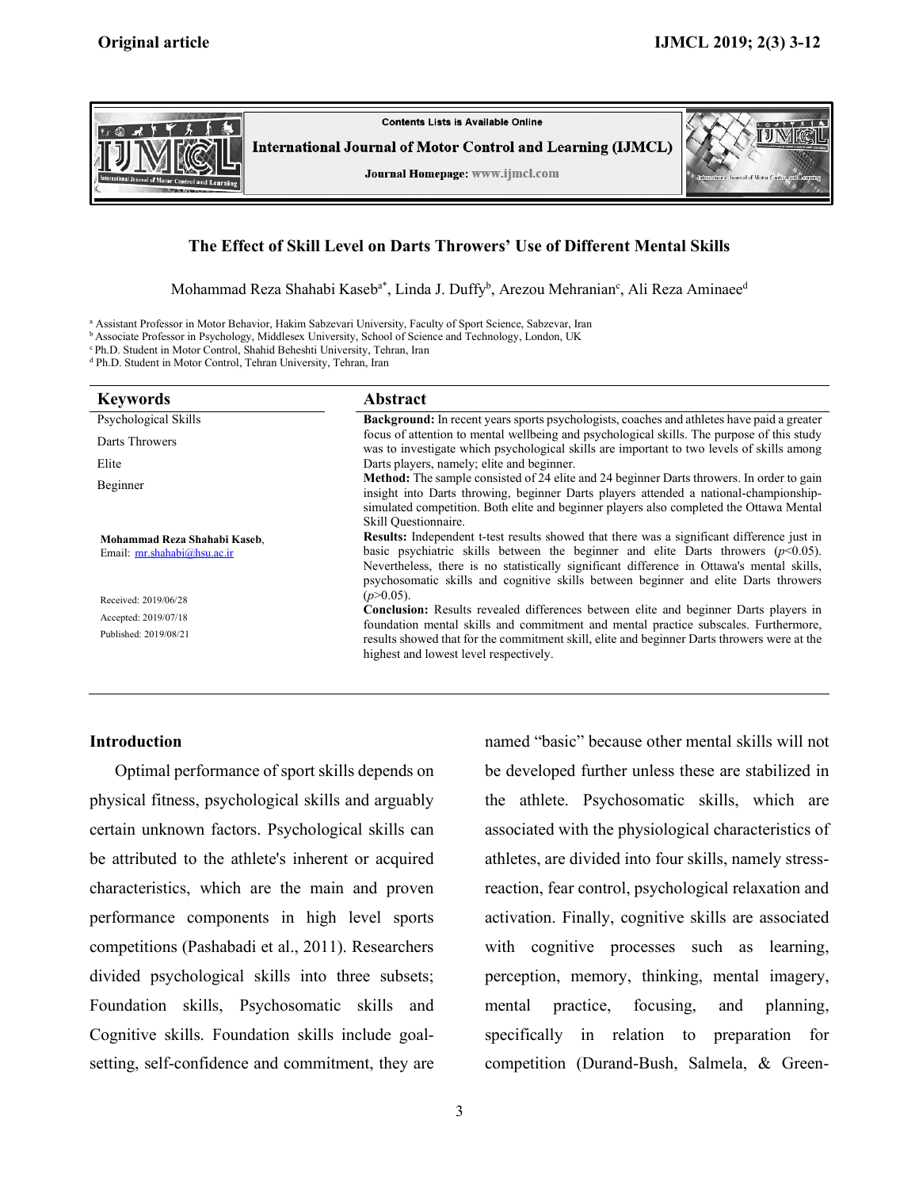Original article

# The Effect of Skill Level on Darts Throwers' Use of Different Mental Skills

Mohammad Reza Shahabi Kaseb[a*], Linda J. Duffy[b], Arezou Mehranian[c], Ali Reza Aminaee[d]

[a] Assistant Professor in Motor Behavior, Hakim Sabzevari University, Faculty of Sport Science, Sabzevar, Iran
[b] Associate Professor in Psychology, Middlesex University, School of Science and Technology, London, UK
[c] Ph.D. Student in Motor Control, Shahid Beheshti University, Tehran, Iran
[d] Ph.D. Student in Motor Control, Tehran University, Tehran, Iran

## Keywords

Psychological Skills

Darts Throwers

Elite

Beginner

**Mohammad Reza Shahabi Kaseb**,
Email: mr.shahabi@hsu.ac.ir

Received: 2019/06/28

Accepted: 2019/07/18

Published: 2019/08/21

## Abstract

**Background:** In recent years sports psychologists, coaches and athletes have paid a greater focus of attention to mental wellbeing and psychological skills. The purpose of this study was to investigate which psychological skills are important to two levels of skills among Darts players, namely; elite and beginner.

**Method:** The sample consisted of 24 elite and 24 beginner Darts throwers. In order to gain insight into Darts throwing, beginner Darts players attended a national-championship-simulated competition. Both elite and beginner players also completed the Ottawa Mental Skill Questionnaire.

**Results:** Independent t-test results showed that there was a significant difference just in basic psychiatric skills between the beginner and elite Darts throwers ($p<0.05$). Nevertheless, there is no statistically significant difference in Ottawa's mental skills, psychosomatic skills and cognitive skills between beginner and elite Darts throwers ($p>0.05$).

**Conclusion:** Results revealed differences between elite and beginner Darts players in foundation mental skills and commitment and mental practice subscales. Furthermore, results showed that for the commitment skill, elite and beginner Darts throwers were at the highest and lowest level respectively.

## Introduction

Optimal performance of sport skills depends on physical fitness, psychological skills and arguably certain unknown factors. Psychological skills can be attributed to the athlete's inherent or acquired characteristics, which are the main and proven performance components in high level sports competitions (Pashabadi et al., 2011). Researchers divided psychological skills into three subsets; Foundation skills, Psychosomatic skills and Cognitive skills. Foundation skills include goal-setting, self-confidence and commitment, they are named "basic" because other mental skills will not be developed further unless these are stabilized in the athlete. Psychosomatic skills, which are associated with the physiological characteristics of athletes, are divided into four skills, namely stress-reaction, fear control, psychological relaxation and activation. Finally, cognitive skills are associated with cognitive processes such as learning, perception, memory, thinking, mental imagery, mental practice, focusing, and planning, specifically in relation to preparation for competition (Durand-Bush, Salmela, & Green-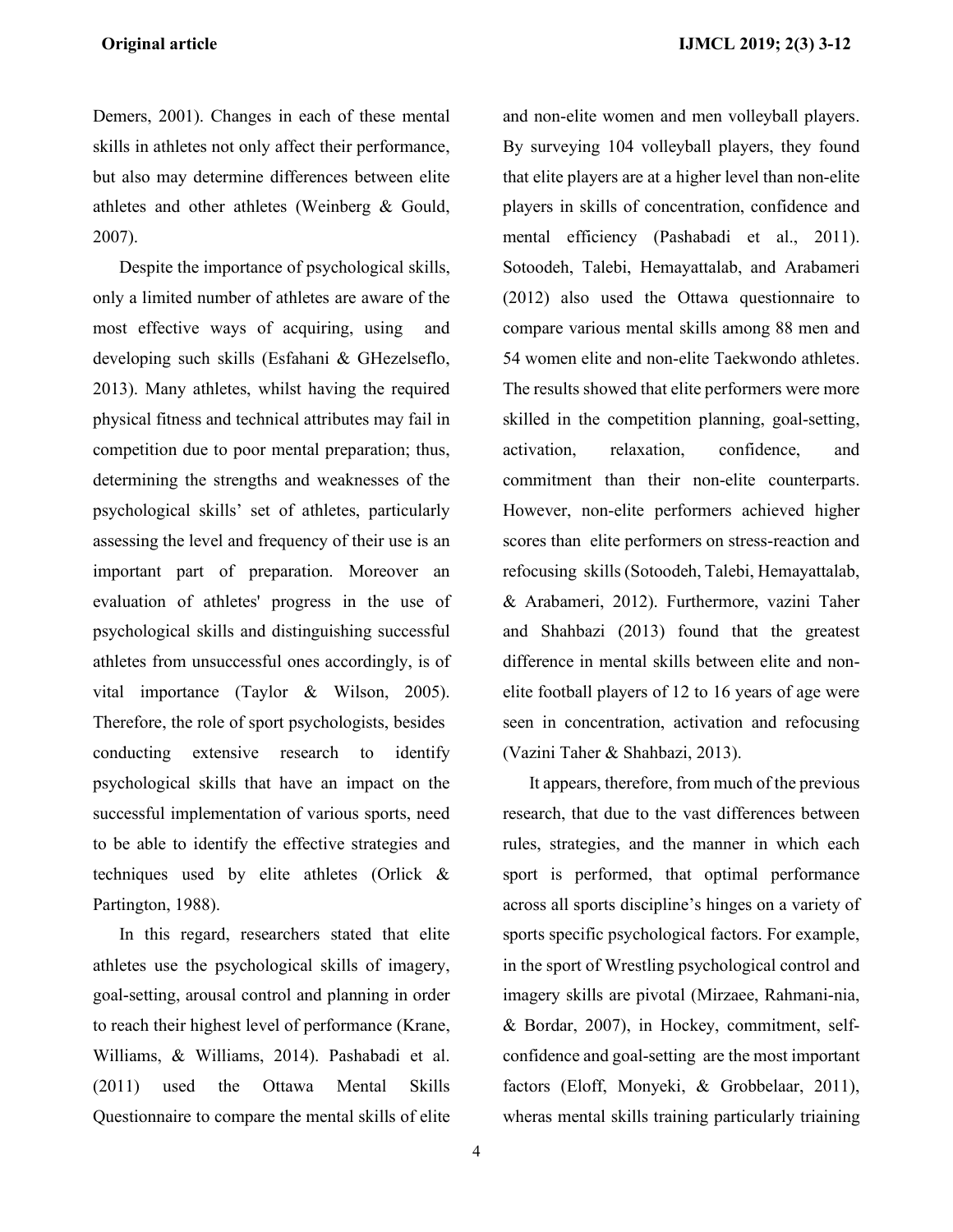Demers, 2001). Changes in each of these mental skills in athletes not only affect their performance, but also may determine differences between elite athletes and other athletes (Weinberg & Gould, 2007).

Despite the importance of psychological skills, only a limited number of athletes are aware of the most effective ways of acquiring, using and developing such skills (Esfahani & GHezelseflo, 2013). Many athletes, whilst having the required physical fitness and technical attributes may fail in competition due to poor mental preparation; thus, determining the strengths and weaknesses of the psychological skills' set of athletes, particularly assessing the level and frequency of their use is an important part of preparation. Moreover an evaluation of athletes' progress in the use of psychological skills and distinguishing successful athletes from unsuccessful ones accordingly, is of vital importance (Taylor & Wilson, 2005). Therefore, the role of sport psychologists, besides conducting extensive research to identify psychological skills that have an impact on the successful implementation of various sports, need to be able to identify the effective strategies and techniques used by elite athletes (Orlick & Partington, 1988).

In this regard, researchers stated that elite athletes use the psychological skills of imagery, goal-setting, arousal control and planning in order to reach their highest level of performance (Krane, Williams, & Williams, 2014). Pashabadi et al. (2011) used the Ottawa Mental Skills Questionnaire to compare the mental skills of elite and non-elite women and men volleyball players. By surveying 104 volleyball players, they found that elite players are at a higher level than non-elite players in skills of concentration, confidence and mental efficiency (Pashabadi et al., 2011). Sotoodeh, Talebi, Hemayattalab, and Arabameri (2012) also used the Ottawa questionnaire to compare various mental skills among 88 men and 54 women elite and non-elite Taekwondo athletes. The results showed that elite performers were more skilled in the competition planning, goal-setting, activation, relaxation, confidence, and commitment than their non-elite counterparts. However, non-elite performers achieved higher scores than elite performers on stress-reaction and refocusing skills (Sotoodeh, Talebi, Hemayattalab, & Arabameri, 2012). Furthermore, vazini Taher and Shahbazi (2013) found that the greatest difference in mental skills between elite and non-elite football players of 12 to 16 years of age were seen in concentration, activation and refocusing (Vazini Taher & Shahbazi, 2013).

It appears, therefore, from much of the previous research, that due to the vast differences between rules, strategies, and the manner in which each sport is performed, that optimal performance across all sports discipline's hinges on a variety of sports specific psychological factors. For example, in the sport of Wrestling psychological control and imagery skills are pivotal (Mirzaee, Rahmani-nia, & Bordar, 2007), in Hockey, commitment, self-confidence and goal-setting are the most important factors (Eloff, Monyeki, & Grobbelaar, 2011), wheras mental skills training particularly triaining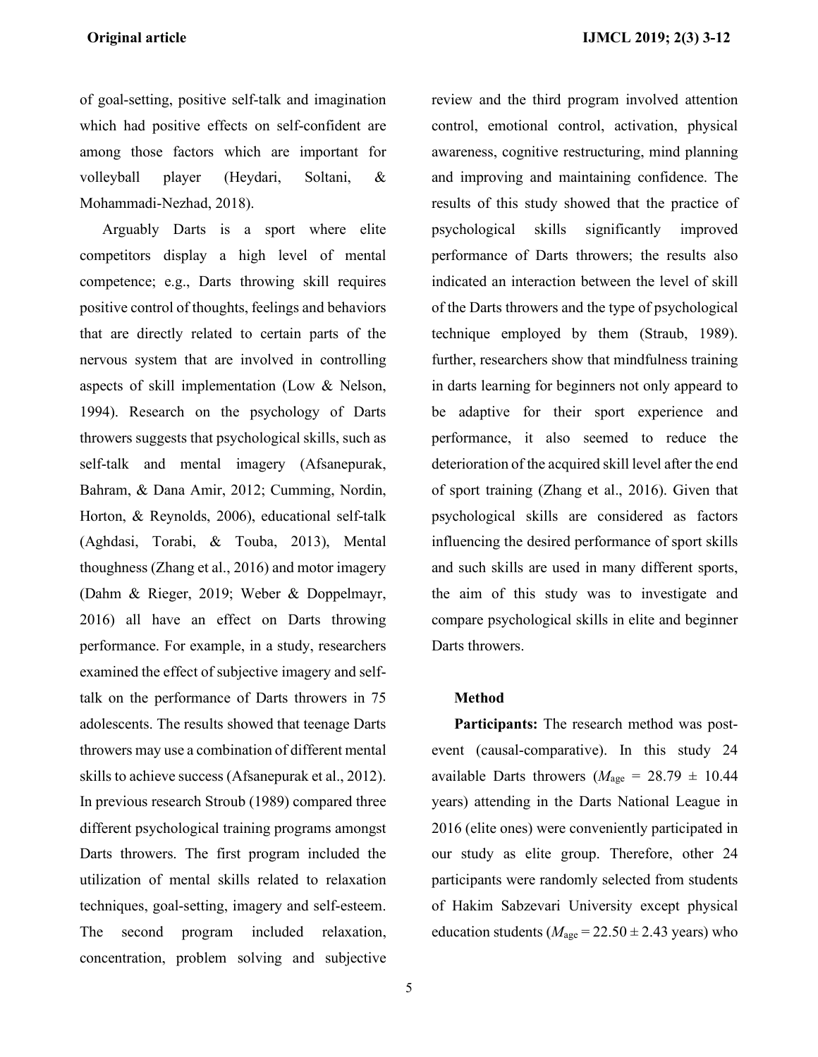of goal-setting, positive self-talk and imagination which had positive effects on self-confident are among those factors which are important for volleyball player (Heydari, Soltani, & Mohammadi-Nezhad, 2018).

Arguably Darts is a sport where elite competitors display a high level of mental competence; e.g., Darts throwing skill requires positive control of thoughts, feelings and behaviors that are directly related to certain parts of the nervous system that are involved in controlling aspects of skill implementation (Low & Nelson, 1994). Research on the psychology of Darts throwers suggests that psychological skills, such as self-talk and mental imagery (Afsanepurak, Bahram, & Dana Amir, 2012; Cumming, Nordin, Horton, & Reynolds, 2006), educational self-talk (Aghdasi, Torabi, & Touba, 2013), Mental thoughness (Zhang et al., 2016) and motor imagery (Dahm & Rieger, 2019; Weber & Doppelmayr, 2016) all have an effect on Darts throwing performance. For example, in a study, researchers examined the effect of subjective imagery and self-talk on the performance of Darts throwers in 75 adolescents. The results showed that teenage Darts throwers may use a combination of different mental skills to achieve success (Afsanepurak et al., 2012). In previous research Stroub (1989) compared three different psychological training programs amongst Darts throwers. The first program included the utilization of mental skills related to relaxation techniques, goal-setting, imagery and self-esteem. The second program included relaxation, concentration, problem solving and subjective review and the third program involved attention control, emotional control, activation, physical awareness, cognitive restructuring, mind planning and improving and maintaining confidence. The results of this study showed that the practice of psychological skills significantly improved performance of Darts throwers; the results also indicated an interaction between the level of skill of the Darts throwers and the type of psychological technique employed by them (Straub, 1989). further, researchers show that mindfulness training in darts learning for beginners not only appear to be adaptive for their sport experience and performance, it also seemed to reduce the deterioration of the acquired skill level after the end of sport training (Zhang et al., 2016). Given that psychological skills are considered as factors influencing the desired performance of sport skills and such skills are used in many different sports, the aim of this study was to investigate and compare psychological skills in elite and beginner Darts throwers.

## Method

**Participants:** The research method was post-event (causal-comparative). In this study 24 available Darts throwers ($M_{\text{age}}$ = 28.79 ± 10.44 years) attending in the Darts National League in 2016 (elite ones) were conveniently participated in our study as elite group. Therefore, other 24 participants were randomly selected from students of Hakim Sabzevari University except physical education students ($M_{\text{age}}$ = 22.50 ± 2.43 years) who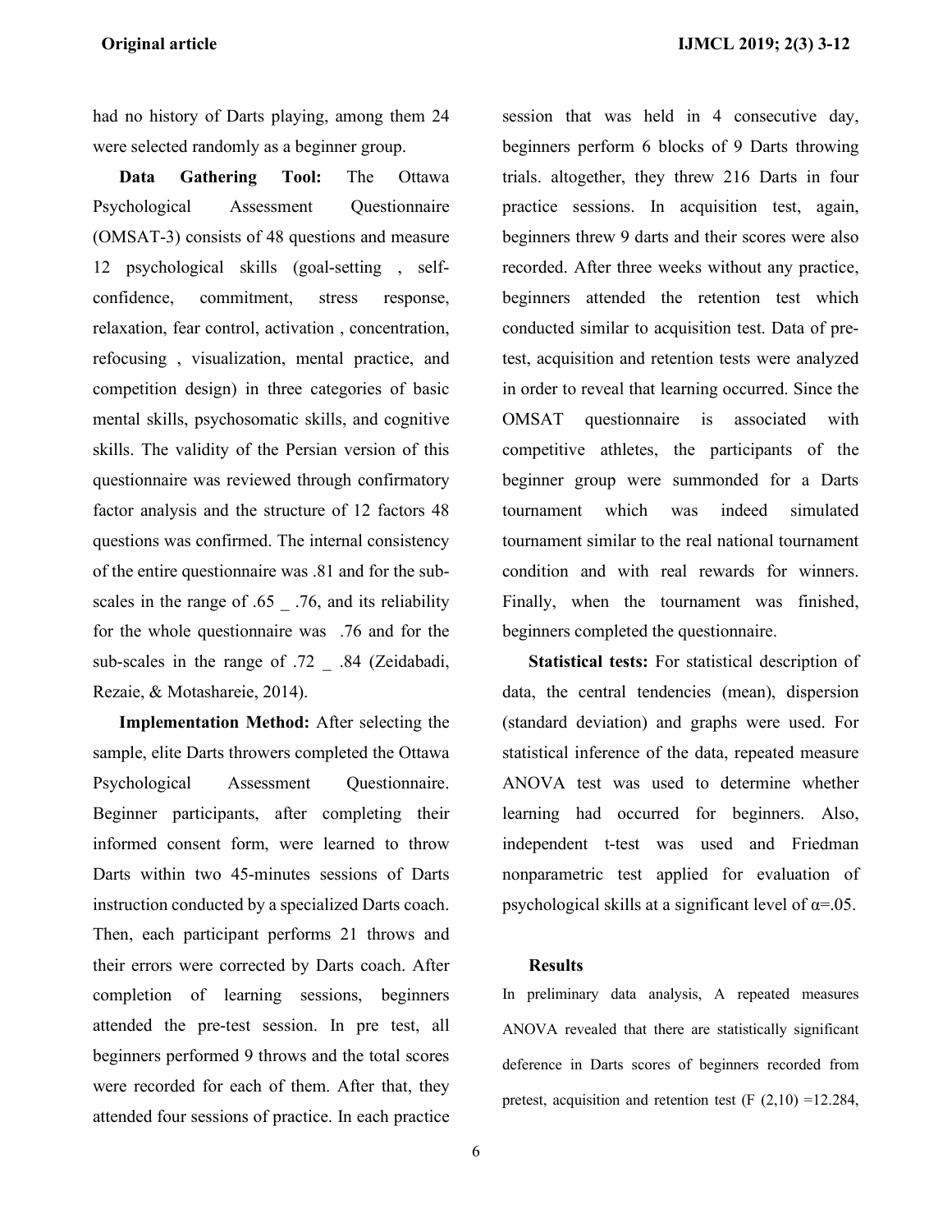had no history of Darts playing, among them 24 were selected randomly as a beginner group.

**Data Gathering Tool:** The Ottawa Psychological Assessment Questionnaire (OMSAT-3) consists of 48 questions and measure 12 psychological skills (goal-setting , self-confidence, commitment, stress response, relaxation, fear control, activation , concentration, refocusing , visualization, mental practice, and competition design) in three categories of basic mental skills, psychosomatic skills, and cognitive skills. The validity of the Persian version of this questionnaire was reviewed through confirmatory factor analysis and the structure of 12 factors 48 questions was confirmed. The internal consistency of the entire questionnaire was .81 and for the sub-scales in the range of .65 _ .76, and its reliability for the whole questionnaire was .76 and for the sub-scales in the range of .72 _ .84 (Zeidabadi, Rezaie, & Motashareie, 2014).

**Implementation Method:** After selecting the sample, elite Darts throwers completed the Ottawa Psychological Assessment Questionnaire. Beginner participants, after completing their informed consent form, were learned to throw Darts within two 45-minutes sessions of Darts instruction conducted by a specialized Darts coach. Then, each participant performs 21 throws and their errors were corrected by Darts coach. After completion of learning sessions, beginners attended the pre-test session. In pre test, all beginners performed 9 throws and the total scores were recorded for each of them. After that, they attended four sessions of practice. In each practice session that was held in 4 consecutive day, beginners perform 6 blocks of 9 Darts throwing trials. altogether, they threw 216 Darts in four practice sessions. In acquisition test, again, beginners threw 9 darts and their scores were also recorded. After three weeks without any practice, beginners attended the retention test which conducted similar to acquisition test. Data of pre-test, acquisition and retention tests were analyzed in order to reveal that learning occurred. Since the OMSAT questionnaire is associated with competitive athletes, the participants of the beginner group were summonded for a Darts tournament which was indeed simulated tournament similar to the real national tournament condition and with real rewards for winners. Finally, when the tournament was finished, beginners completed the questionnaire.

**Statistical tests:** For statistical description of data, the central tendencies (mean), dispersion (standard deviation) and graphs were used. For statistical inference of the data, repeated measure ANOVA test was used to determine whether learning had occurred for beginners. Also, independent t-test was used and Friedman nonparametric test applied for evaluation of psychological skills at a significant level of $\alpha$=.05.

## Results

In preliminary data analysis, A repeated measures ANOVA revealed that there are statistically significant deference in Darts scores of beginners recorded from pretest, acquisition and retention test ($F$ (2,10) =12.284,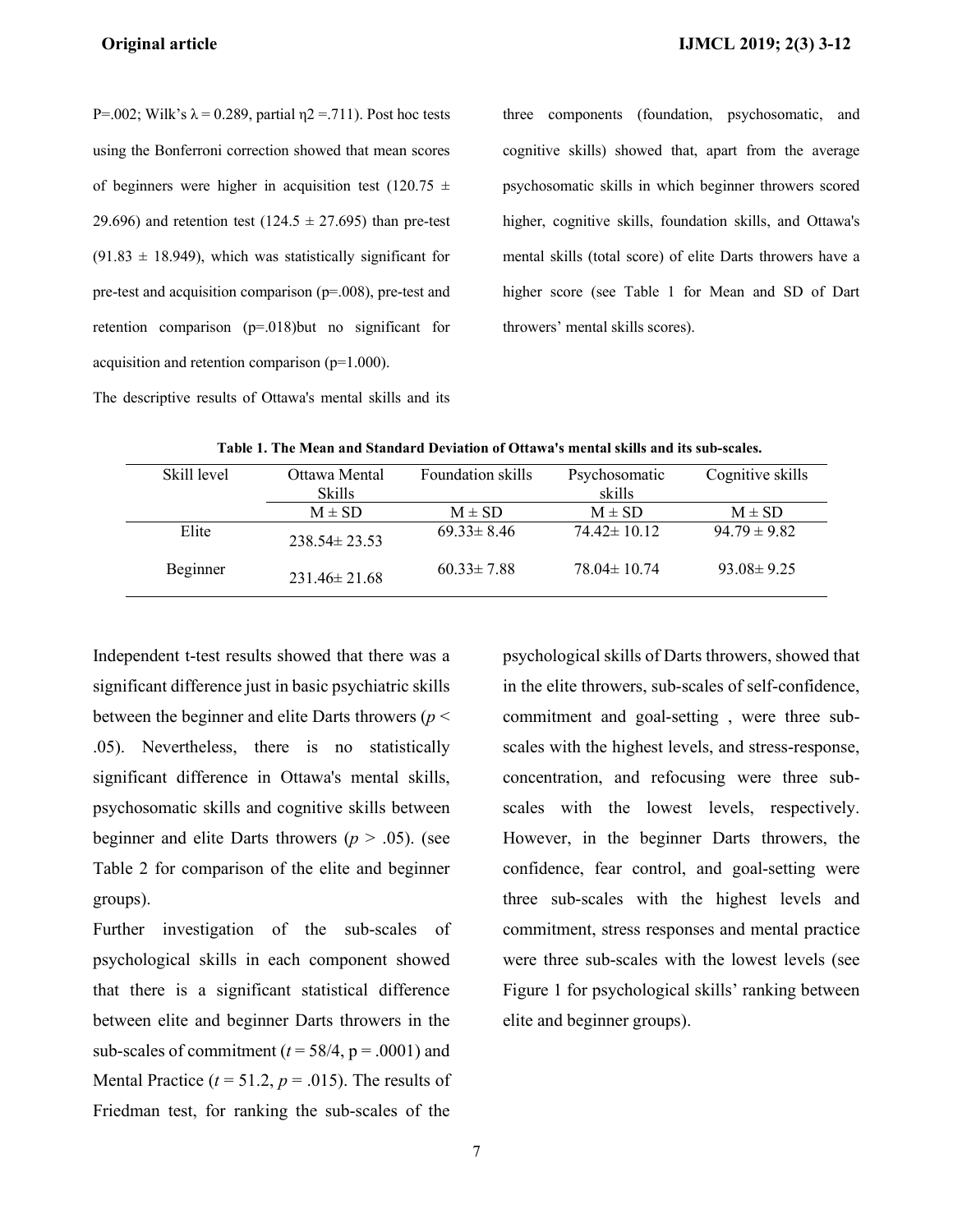P=.002; Wilk's $\lambda = 0.289$, partial $\eta2 = .711$). Post hoc tests using the Bonferroni correction showed that mean scores of beginners were higher in acquisition test ($120.75 \pm 29.696$) and retention test ($124.5 \pm 27.695$) than pre-test ($91.83 \pm 18.949$), which was statistically significant for pre-test and acquisition comparison (p=.008), pre-test and retention comparison (p=.018)but no significant for acquisition and retention comparison (p=1.000).

The descriptive results of Ottawa's mental skills and its three components (foundation, psychosomatic, and cognitive skills) showed that, apart from the average psychosomatic skills in which beginner throwers scored higher, cognitive skills, foundation skills, and Ottawa's mental skills (total score) of elite Darts throwers have a higher score (see Table 1 for Mean and SD of Dart throwers' mental skills scores).

**Table 1. The Mean and Standard Deviation of Ottawa's mental skills and its sub-scales.**

| Skill level | Ottawa Mental Skills | Foundation skills | Psychosomatic skills | Cognitive skills |
|---|---|---|---|---|
| | M ± SD | M ± SD | M ± SD | M ± SD |
| Elite | 238.54± 23.53 | 69.33± 8.46 | 74.42± 10.12 | 94.79 ± 9.82 |
| Beginner | 231.46± 21.68 | 60.33± 7.88 | 78.04± 10.74 | 93.08± 9.25 |

Independent t-test results showed that there was a significant difference just in basic psychiatric skills between the beginner and elite Darts throwers ($p < .05$). Nevertheless, there is no statistically significant difference in Ottawa's mental skills, psychosomatic skills and cognitive skills between beginner and elite Darts throwers ($p > .05$). (see Table 2 for comparison of the elite and beginner groups).

Further investigation of the sub-scales of psychological skills in each component showed that there is a significant statistical difference between elite and beginner Darts throwers in the sub-scales of commitment ($t = 58/4$, p = .0001) and Mental Practice ($t = 51.2$, $p = .015$). The results of Friedman test, for ranking the sub-scales of the psychological skills of Darts throwers, showed that in the elite throwers, sub-scales of self-confidence, commitment and goal-setting , were three sub-scales with the highest levels, and stress-response, concentration, and refocusing were three sub-scales with the lowest levels, respectively. However, in the beginner Darts throwers, the confidence, fear control, and goal-setting were three sub-scales with the highest levels and commitment, stress responses and mental practice were three sub-scales with the lowest levels (see Figure 1 for psychological skills' ranking between elite and beginner groups).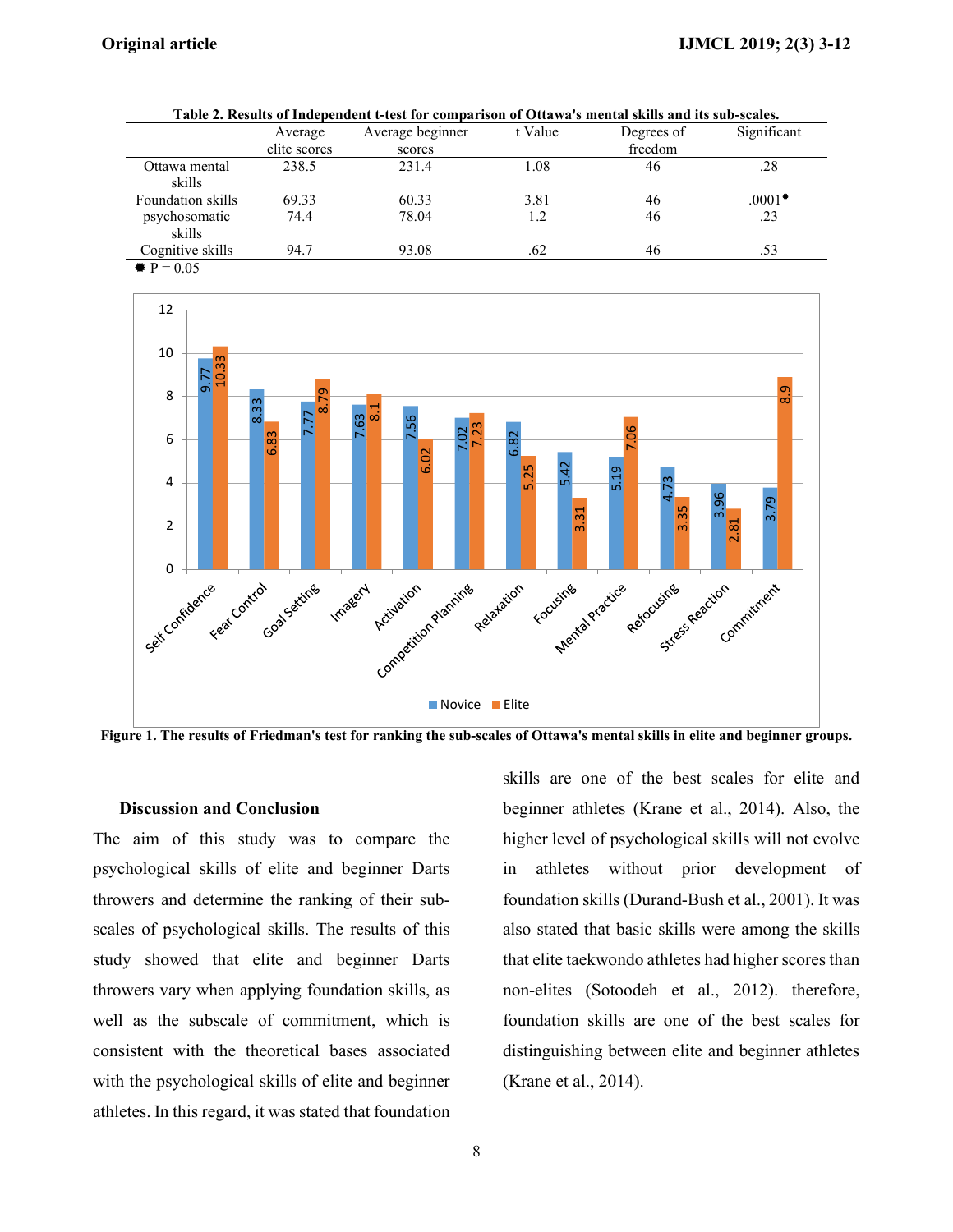**Table 2. Results of Independent t-test for comparison of Ottawa's mental skills and its sub-scales.**

| | Average elite scores | Average beginner scores | t Value | Degrees of freedom | Significant |
|---|---|---|---|---|---|
| Ottawa mental skills | 238.5 | 231.4 | 1.08 | 46 | .28 |
| Foundation skills | 69.33 | 60.33 | 3.81 | 46 | .0001* |
| psychosomatic skills | 74.4 | 78.04 | 1.2 | 46 | .23 |
| Cognitive skills | 94.7 | 93.08 | .62 | 46 | .53 |

* P = 0.05

| Sub-scale | Novice | Elite |
|---|---|---|
| Self Confidence | 9.77 | 10.33 |
| Fear Control | 8.33 | 6.83 |
| Goal Setting | 7.77 | 8.79 |
| Imagery | 7.63 | 8.1 |
| Activation | 7.56 | 6.02 |
| Competition Planning | 7.02 | 7.23 |
| Relaxation | 6.82 | 5.25 |
| Focusing | 5.42 | 3.31 |
| Mental Practice | 5.19 | 7.06 |
| Refocusing | 4.73 | 3.35 |
| Stress Reaction | 3.96 | 2.81 |
| Commitment | 3.79 | 8.9 |

**Figure 1. The results of Friedman's test for ranking the sub-scales of Ottawa's mental skills in elite and beginner groups.**

## Discussion and Conclusion

The aim of this study was to compare the psychological skills of elite and beginner Darts throwers and determine the ranking of their sub-scales of psychological skills. The results of this study showed that elite and beginner Darts throwers vary when applying foundation skills, as well as the subscale of commitment, which is consistent with the theoretical bases associated with the psychological skills of elite and beginner athletes. In this regard, it was stated that foundation skills are one of the best scales for elite and beginner athletes (Krane et al., 2014). Also, the higher level of psychological skills will not evolve in athletes without prior development of foundation skills (Durand-Bush et al., 2001). It was also stated that basic skills were among the skills that elite taekwondo athletes had higher scores than non-elites (Sotoodeh et al., 2012). therefore, foundation skills are one of the best scales for distinguishing between elite and beginner athletes (Krane et al., 2014).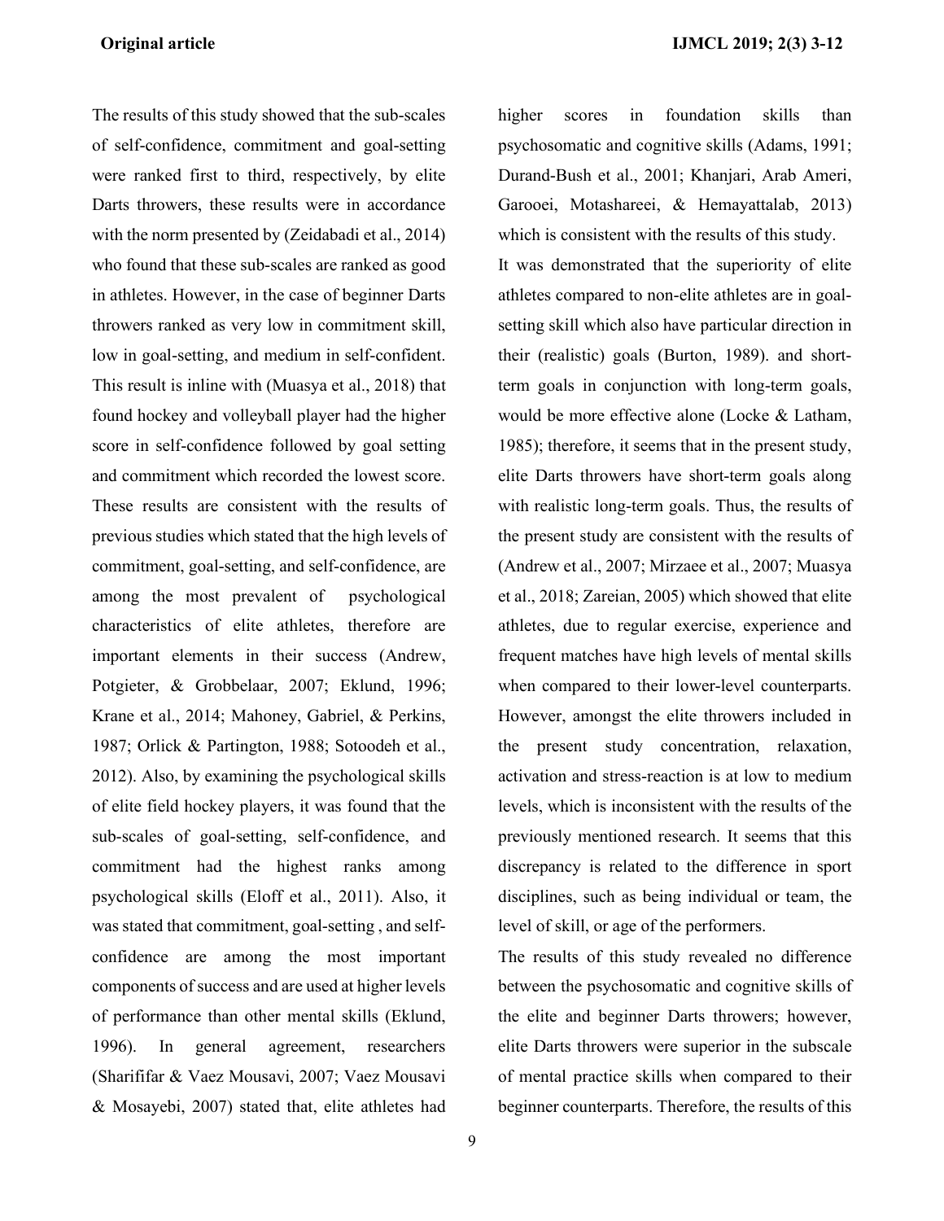The results of this study showed that the sub-scales of self-confidence, commitment and goal-setting were ranked first to third, respectively, by elite Darts throwers, these results were in accordance with the norm presented by (Zeidabadi et al., 2014) who found that these sub-scales are ranked as good in athletes. However, in the case of beginner Darts throwers ranked as very low in commitment skill, low in goal-setting, and medium in self-confident. This result is inline with (Muasya et al., 2018) that found hockey and volleyball player had the higher score in self-confidence followed by goal setting and commitment which recorded the lowest score. These results are consistent with the results of previous studies which stated that the high levels of commitment, goal-setting, and self-confidence, are among the most prevalent of psychological characteristics of elite athletes, therefore are important elements in their success (Andrew, Potgieter, & Grobbelaar, 2007; Eklund, 1996; Krane et al., 2014; Mahoney, Gabriel, & Perkins, 1987; Orlick & Partington, 1988; Sotoodeh et al., 2012). Also, by examining the psychological skills of elite field hockey players, it was found that the sub-scales of goal-setting, self-confidence, and commitment had the highest ranks among psychological skills (Eloff et al., 2011). Also, it was stated that commitment, goal-setting , and self-confidence are among the most important components of success and are used at higher levels of performance than other mental skills (Eklund, 1996). In general agreement, researchers (Sharififar & Vaez Mousavi, 2007; Vaez Mousavi & Mosayebi, 2007) stated that, elite athletes had higher scores in foundation skills than psychosomatic and cognitive skills (Adams, 1991; Durand-Bush et al., 2001; Khanjari, Arab Ameri, Garooei, Motashareei, & Hemayattalab, 2013) which is consistent with the results of this study.

It was demonstrated that the superiority of elite athletes compared to non-elite athletes are in goal-setting skill which also have particular direction in their (realistic) goals (Burton, 1989). and short-term goals in conjunction with long-term goals, would be more effective alone (Locke & Latham, 1985); therefore, it seems that in the present study, elite Darts throwers have short-term goals along with realistic long-term goals. Thus, the results of the present study are consistent with the results of (Andrew et al., 2007; Mirzaee et al., 2007; Muasya et al., 2018; Zareian, 2005) which showed that elite athletes, due to regular exercise, experience and frequent matches have high levels of mental skills when compared to their lower-level counterparts. However, amongst the elite throwers included in the present study concentration, relaxation, activation and stress-reaction is at low to medium levels, which is inconsistent with the results of the previously mentioned research. It seems that this discrepancy is related to the difference in sport disciplines, such as being individual or team, the level of skill, or age of the performers.

The results of this study revealed no difference between the psychosomatic and cognitive skills of the elite and beginner Darts throwers; however, elite Darts throwers were superior in the subscale of mental practice skills when compared to their beginner counterparts. Therefore, the results of this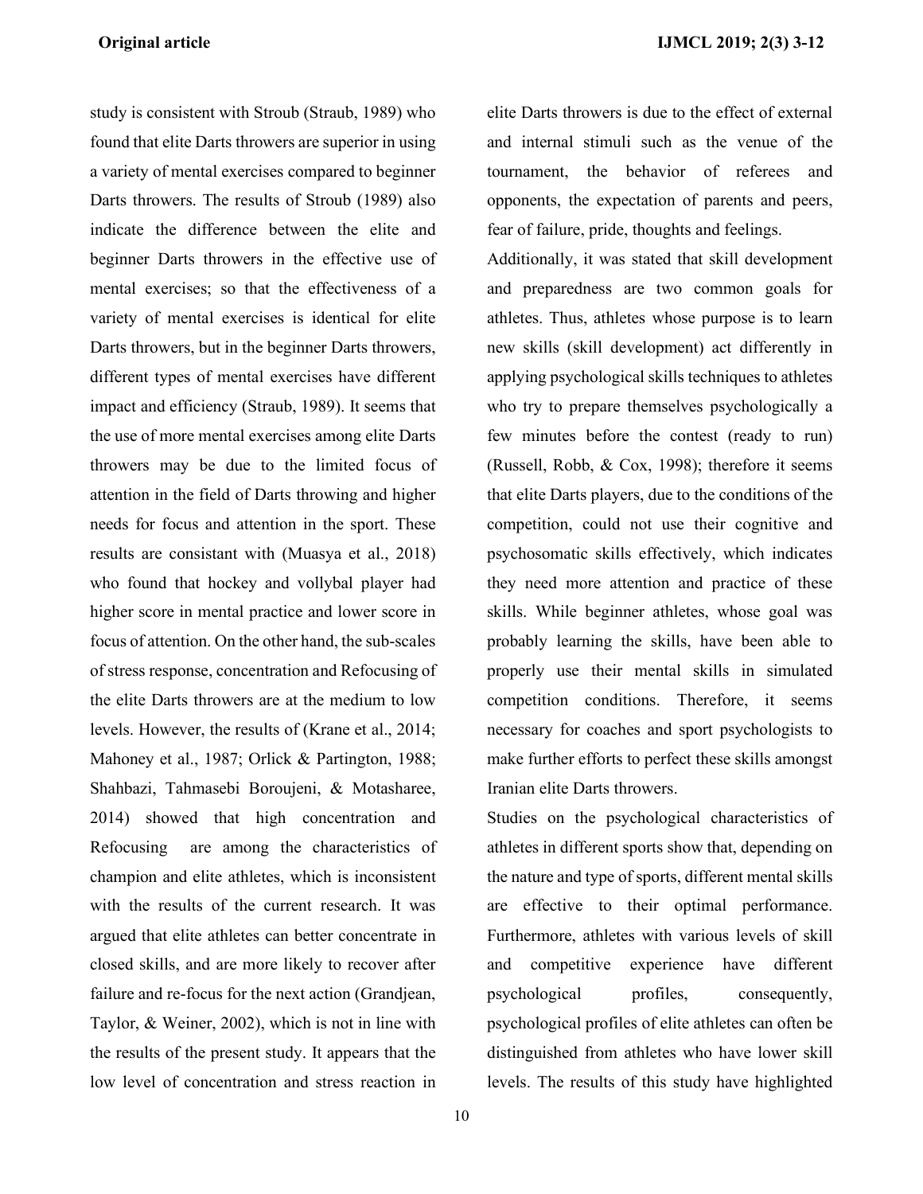study is consistent with Stroub (Straub, 1989) who found that elite Darts throwers are superior in using a variety of mental exercises compared to beginner Darts throwers. The results of Stroub (1989) also indicate the difference between the elite and beginner Darts throwers in the effective use of mental exercises; so that the effectiveness of a variety of mental exercises is identical for elite Darts throwers, but in the beginner Darts throwers, different types of mental exercises have different impact and efficiency (Straub, 1989). It seems that the use of more mental exercises among elite Darts throwers may be due to the limited focus of attention in the field of Darts throwing and higher needs for focus and attention in the sport. These results are consistant with (Muasya et al., 2018) who found that hockey and vollybal player had higher score in mental practice and lower score in focus of attention. On the other hand, the sub-scales of stress response, concentration and Refocusing of the elite Darts throwers are at the medium to low levels. However, the results of (Krane et al., 2014; Mahoney et al., 1987; Orlick & Partington, 1988; Shahbazi, Tahmasebi Boroujeni, & Motasharee, 2014) showed that high concentration and Refocusing are among the characteristics of champion and elite athletes, which is inconsistent with the results of the current research. It was argued that elite athletes can better concentrate in closed skills, and are more likely to recover after failure and re-focus for the next action (Grandjean, Taylor, & Weiner, 2002), which is not in line with the results of the present study. It appears that the low level of concentration and stress reaction in elite Darts throwers is due to the effect of external and internal stimuli such as the venue of the tournament, the behavior of referees and opponents, the expectation of parents and peers, fear of failure, pride, thoughts and feelings.

Additionally, it was stated that skill development and preparedness are two common goals for athletes. Thus, athletes whose purpose is to learn new skills (skill development) act differently in applying psychological skills techniques to athletes who try to prepare themselves psychologically a few minutes before the contest (ready to run) (Russell, Robb, & Cox, 1998); therefore it seems that elite Darts players, due to the conditions of the competition, could not use their cognitive and psychosomatic skills effectively, which indicates they need more attention and practice of these skills. While beginner athletes, whose goal was probably learning the skills, have been able to properly use their mental skills in simulated competition conditions. Therefore, it seems necessary for coaches and sport psychologists to make further efforts to perfect these skills amongst Iranian elite Darts throwers.

Studies on the psychological characteristics of athletes in different sports show that, depending on the nature and type of sports, different mental skills are effective to their optimal performance. Furthermore, athletes with various levels of skill and competitive experience have different psychological profiles, consequently, psychological profiles of elite athletes can often be distinguished from athletes who have lower skill levels. The results of this study have highlighted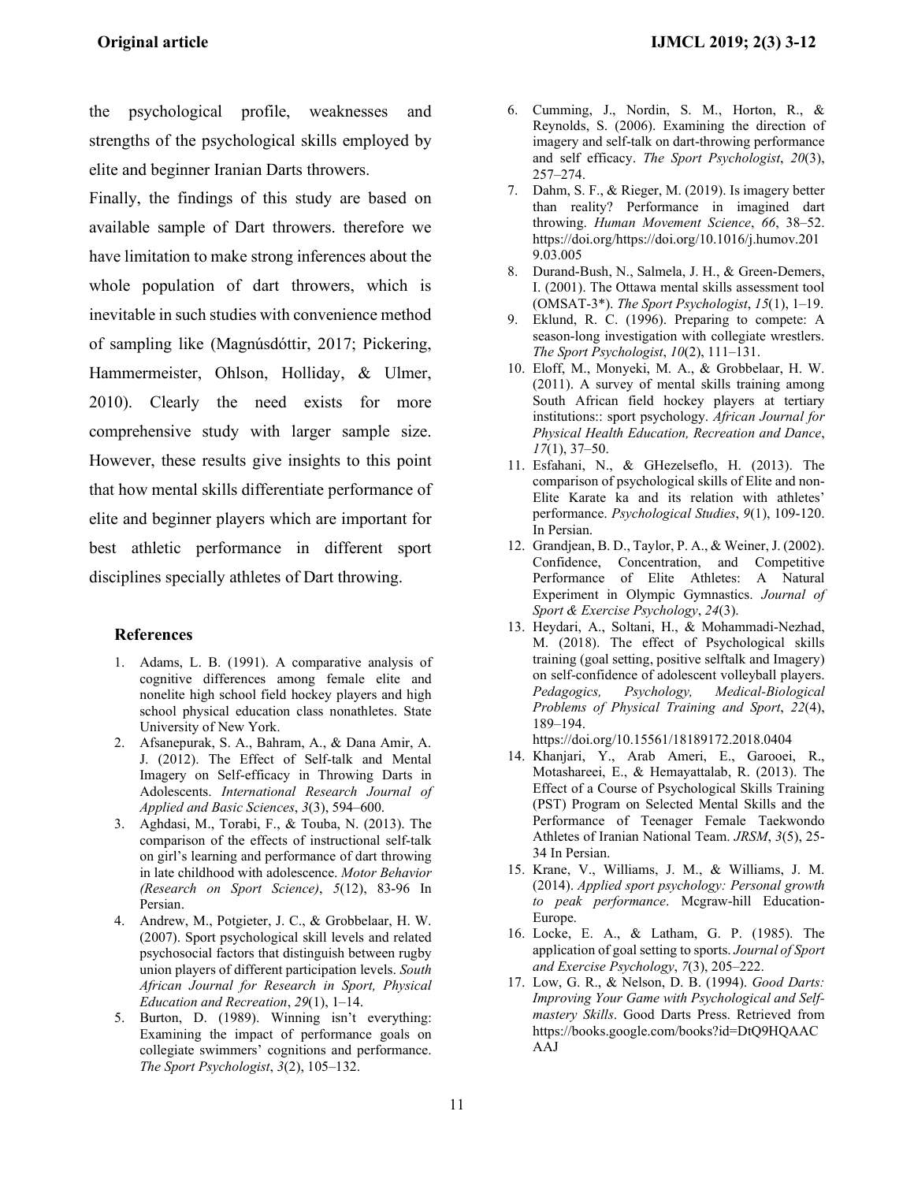the psychological profile, weaknesses and strengths of the psychological skills employed by elite and beginner Iranian Darts throwers.

Finally, the findings of this study are based on available sample of Dart throwers. therefore we have limitation to make strong inferences about the whole population of dart throwers, which is inevitable in such studies with convenience method of sampling like (Magnúsdóttir, 2017; Pickering, Hammermeister, Ohlson, Holliday, & Ulmer, 2010). Clearly the need exists for more comprehensive study with larger sample size. However, these results give insights to this point that how mental skills differentiate performance of elite and beginner players which are important for best athletic performance in different sport disciplines specially athletes of Dart throwing.

### References

1. Adams, L. B. (1991). A comparative analysis of cognitive differences among female elite and nonelite high school field hockey players and high school physical education class nonathletes. State University of New York.
2. Afsanepurak, S. A., Bahram, A., & Dana Amir, A. J. (2012). The Effect of Self-talk and Mental Imagery on Self-efficacy in Throwing Darts in Adolescents. *International Research Journal of Applied and Basic Sciences*, *3*(3), 594–600.
3. Aghdasi, M., Torabi, F., & Touba, N. (2013). The comparison of the effects of instructional self-talk on girl's learning and performance of dart throwing in late childhood with adolescence. *Motor Behavior (Research on Sport Science)*, *5*(12), 83-96 In Persian.
4. Andrew, M., Potgieter, J. C., & Grobbelaar, H. W. (2007). Sport psychological skill levels and related psychosocial factors that distinguish between rugby union players of different participation levels. *South African Journal for Research in Sport, Physical Education and Recreation*, *29*(1), 1–14.
5. Burton, D. (1989). Winning isn't everything: Examining the impact of performance goals on collegiate swimmers' cognitions and performance. *The Sport Psychologist*, *3*(2), 105–132.
6. Cumming, J., Nordin, S. M., Horton, R., & Reynolds, S. (2006). Examining the direction of imagery and self-talk on dart-throwing performance and self efficacy. *The Sport Psychologist*, *20*(3), 257–274.
7. Dahm, S. F., & Rieger, M. (2019). Is imagery better than reality? Performance in imagined dart throwing. *Human Movement Science*, *66*, 38–52. https://doi.org/https://doi.org/10.1016/j.humov.2019.03.005
8. Durand-Bush, N., Salmela, J. H., & Green-Demers, I. (2001). The Ottawa mental skills assessment tool (OMSAT-3*). *The Sport Psychologist*, *15*(1), 1–19.
9. Eklund, R. C. (1996). Preparing to compete: A season-long investigation with collegiate wrestlers. *The Sport Psychologist*, *10*(2), 111–131.
10. Eloff, M., Monyeki, M. A., & Grobbelaar, H. W. (2011). A survey of mental skills training among South African field hockey players at tertiary institutions:: sport psychology. *African Journal for Physical Health Education, Recreation and Dance*, *17*(1), 37–50.
11. Esfahani, N., & GHezelseflo, H. (2013). The comparison of psychological skills of Elite and non-Elite Karate ka and its relation with athletes' performance. *Psychological Studies*, *9*(1), 109-120. In Persian.
12. Grandjean, B. D., Taylor, P. A., & Weiner, J. (2002). Confidence, Concentration, and Competitive Performance of Elite Athletes: A Natural Experiment in Olympic Gymnastics. *Journal of Sport & Exercise Psychology*, *24*(3).
13. Heydari, A., Soltani, H., & Mohammadi-Nezhad, M. (2018). The effect of Psychological skills training (goal setting, positive selftalk and Imagery) on self-confidence of adolescent volleyball players. *Pedagogics, Psychology, Medical-Biological Problems of Physical Training and Sport*, *22*(4), 189–194. https://doi.org/10.15561/18189172.2018.0404
14. Khanjari, Y., Arab Ameri, E., Garooei, R., Motashareei, E., & Hemayattalab, R. (2013). The Effect of a Course of Psychological Skills Training (PST) Program on Selected Mental Skills and the Performance of Teenager Female Taekwondo Athletes of Iranian National Team. *JRSM*, *3*(5), 25-34 In Persian.
15. Krane, V., Williams, J. M., & Williams, J. M. (2014). *Applied sport psychology: Personal growth to peak performance*. Mcgraw-hill Education-Europe.
16. Locke, E. A., & Latham, G. P. (1985). The application of goal setting to sports. *Journal of Sport and Exercise Psychology*, *7*(3), 205–222.
17. Low, G. R., & Nelson, D. B. (1994). *Good Darts: Improving Your Game with Psychological and Self-mastery Skills*. Good Darts Press. Retrieved from https://books.google.com/books?id=DtQ9HQAACAAJ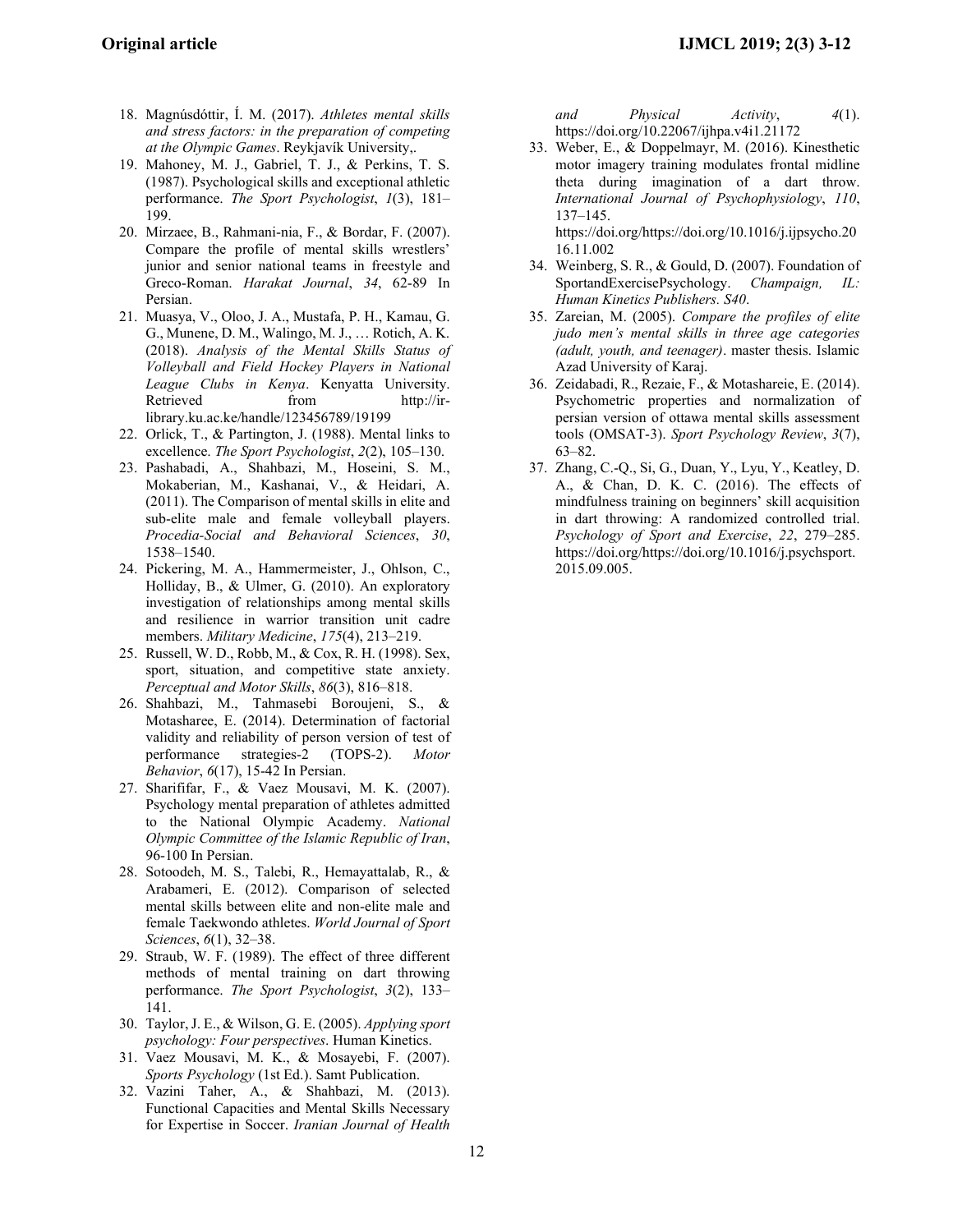18. Magnúsdóttir, Í. M. (2017). *Athletes mental skills and stress factors: in the preparation of competing at the Olympic Games*. Reykjavík University,.
19. Mahoney, M. J., Gabriel, T. J., & Perkins, T. S. (1987). Psychological skills and exceptional athletic performance. *The Sport Psychologist*, *1*(3), 181–199.
20. Mirzaee, B., Rahmani-nia, F., & Bordar, F. (2007). Compare the profile of mental skills wrestlers' junior and senior national teams in freestyle and Greco-Roman. *Harakat Journal*, *34*, 62-89 In Persian.
21. Muasya, V., Oloo, J. A., Mustafa, P. H., Kamau, G. G., Munene, D. M., Walingo, M. J., … Rotich, A. K. (2018). *Analysis of the Mental Skills Status of Volleyball and Field Hockey Players in National League Clubs in Kenya*. Kenyatta University. Retrieved from http://ir-library.ku.ac.ke/handle/123456789/19199
22. Orlick, T., & Partington, J. (1988). Mental links to excellence. *The Sport Psychologist*, *2*(2), 105–130.
23. Pashabadi, A., Shahbazi, M., Hoseini, S. M., Mokaberian, M., Kashanai, V., & Heidari, A. (2011). The Comparison of mental skills in elite and sub-elite male and female volleyball players. *Procedia-Social and Behavioral Sciences*, *30*, 1538–1540.
24. Pickering, M. A., Hammermeister, J., Ohlson, C., Holliday, B., & Ulmer, G. (2010). An exploratory investigation of relationships among mental skills and resilience in warrior transition unit cadre members. *Military Medicine*, *175*(4), 213–219.
25. Russell, W. D., Robb, M., & Cox, R. H. (1998). Sex, sport, situation, and competitive state anxiety. *Perceptual and Motor Skills*, *86*(3), 816–818.
26. Shahbazi, M., Tahmasebi Boroujeni, S., & Motasharee, E. (2014). Determination of factorial validity and reliability of person version of test of performance strategies-2 (TOPS-2). *Motor Behavior*, *6*(17), 15-42 In Persian.
27. Sharififar, F., & Vaez Mousavi, M. K. (2007). Psychology mental preparation of athletes admitted to the National Olympic Academy. *National Olympic Committee of the Islamic Republic of Iran*, 96-100 In Persian.
28. Sotoodeh, M. S., Talebi, R., Hemayattalab, R., & Arabameri, E. (2012). Comparison of selected mental skills between elite and non-elite male and female Taekwondo athletes. *World Journal of Sport Sciences*, *6*(1), 32–38.
29. Straub, W. F. (1989). The effect of three different methods of mental training on dart throwing performance. *The Sport Psychologist*, *3*(2), 133–141.
30. Taylor, J. E., & Wilson, G. E. (2005). *Applying sport psychology: Four perspectives*. Human Kinetics.
31. Vaez Mousavi, M. K., & Mosayebi, F. (2007). *Sports Psychology* (1st Ed.). Samt Publication.
32. Vazini Taher, A., & Shahbazi, M. (2013). Functional Capacities and Mental Skills Necessary for Expertise in Soccer. *Iranian Journal of Health and Physical Activity*, *4*(1). https://doi.org/10.22067/ijhpa.v4i1.21172
33. Weber, E., & Doppelmayr, M. (2016). Kinesthetic motor imagery training modulates frontal midline theta during imagination of a dart throw. *International Journal of Psychophysiology*, *110*, 137–145. https://doi.org/https://doi.org/10.1016/j.ijpsycho.2016.11.002
34. Weinberg, S. R., & Gould, D. (2007). Foundation of SportandExercisePsychology. *Champaign, IL: Human Kinetics Publishers. S40*.
35. Zareian, M. (2005). *Compare the profiles of elite judo men's mental skills in three age categories (adult, youth, and teenager)*. master thesis. Islamic Azad University of Karaj.
36. Zeidabadi, R., Rezaie, F., & Motashareie, E. (2014). Psychometric properties and normalization of persian version of ottawa mental skills assessment tools (OMSAT-3). *Sport Psychology Review*, *3*(7), 63–82.
37. Zhang, C.-Q., Si, G., Duan, Y., Lyu, Y., Keatley, D. A., & Chan, D. K. C. (2016). The effects of mindfulness training on beginners' skill acquisition in dart throwing: A randomized controlled trial. *Psychology of Sport and Exercise*, *22*, 279–285. https://doi.org/https://doi.org/10.1016/j.psychsport.2015.09.005.